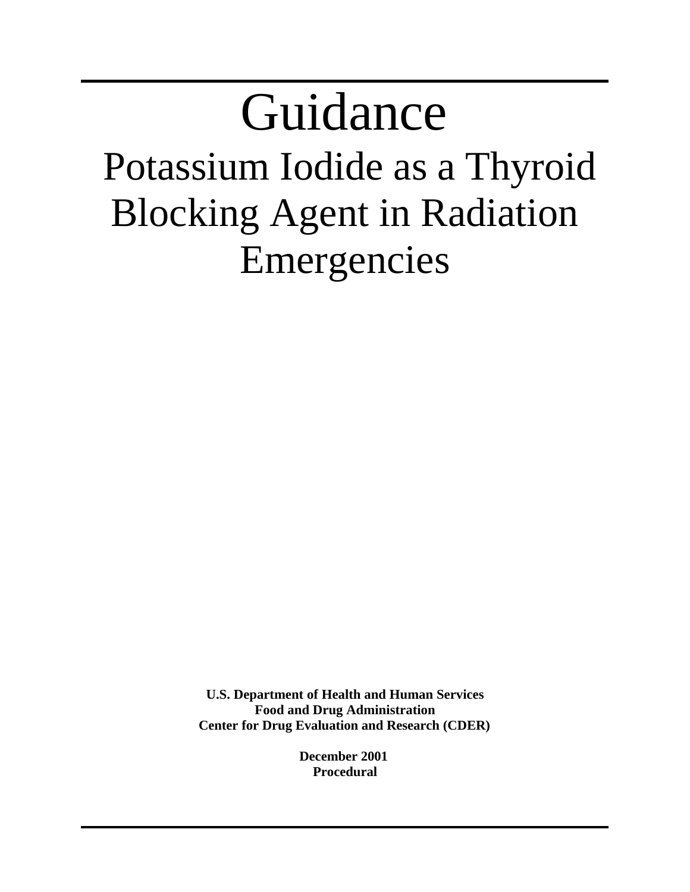# Guidance

## Potassium Iodide as a Thyroid Blocking Agent in Radiation Emergencies

**U.S. Department of Health and Human Services**
**Food and Drug Administration**
**Center for Drug Evaluation and Research (CDER)**

**December 2001**
**Procedural**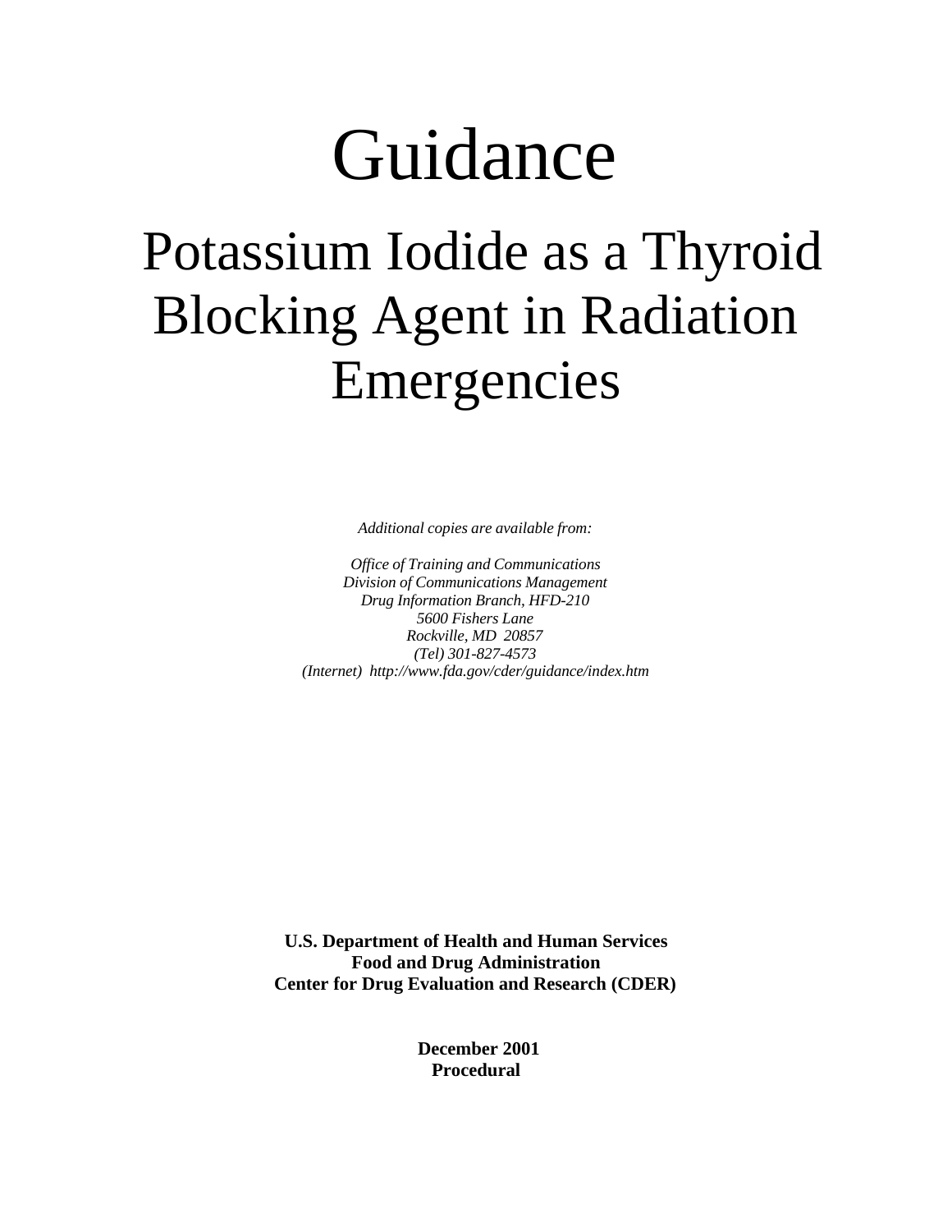# Guidance

## Potassium Iodide as a Thyroid Blocking Agent in Radiation Emergencies

*Additional copies are available from:*

*Office of Training and Communications*
*Division of Communications Management*
*Drug Information Branch, HFD-210*
*5600 Fishers Lane*
*Rockville, MD 20857*
*(Tel) 301-827-4573*
*(Internet) http://www.fda.gov/cder/guidance/index.htm*

**U.S. Department of Health and Human Services**
**Food and Drug Administration**
**Center for Drug Evaluation and Research (CDER)**

**December 2001**
**Procedural**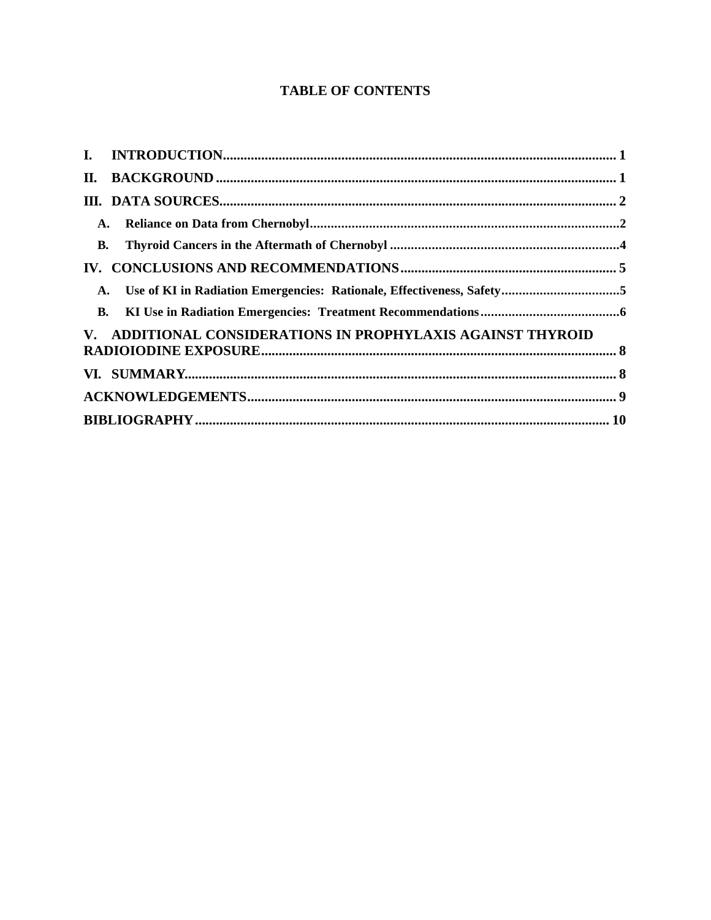# TABLE OF CONTENTS

**I. INTRODUCTION** ........ 1

**II. BACKGROUND** ........ 1

**III. DATA SOURCES** ........ 2

- **A. Reliance on Data from Chernobyl** ........ 2
- **B. Thyroid Cancers in the Aftermath of Chernobyl** ........ 4

**IV. CONCLUSIONS AND RECOMMENDATIONS** ........ 5

- **A. Use of KI in Radiation Emergencies: Rationale, Effectiveness, Safety** ........ 5
- **B. KI Use in Radiation Emergencies: Treatment Recommendations** ........ 6

**V. ADDITIONAL CONSIDERATIONS IN PROPHYLAXIS AGAINST THYROID RADIOIODINE EXPOSURE** ........ 8

**VI. SUMMARY** ........ 8

**ACKNOWLEDGEMENTS** ........ 9

**BIBLIOGRAPHY** ........ 10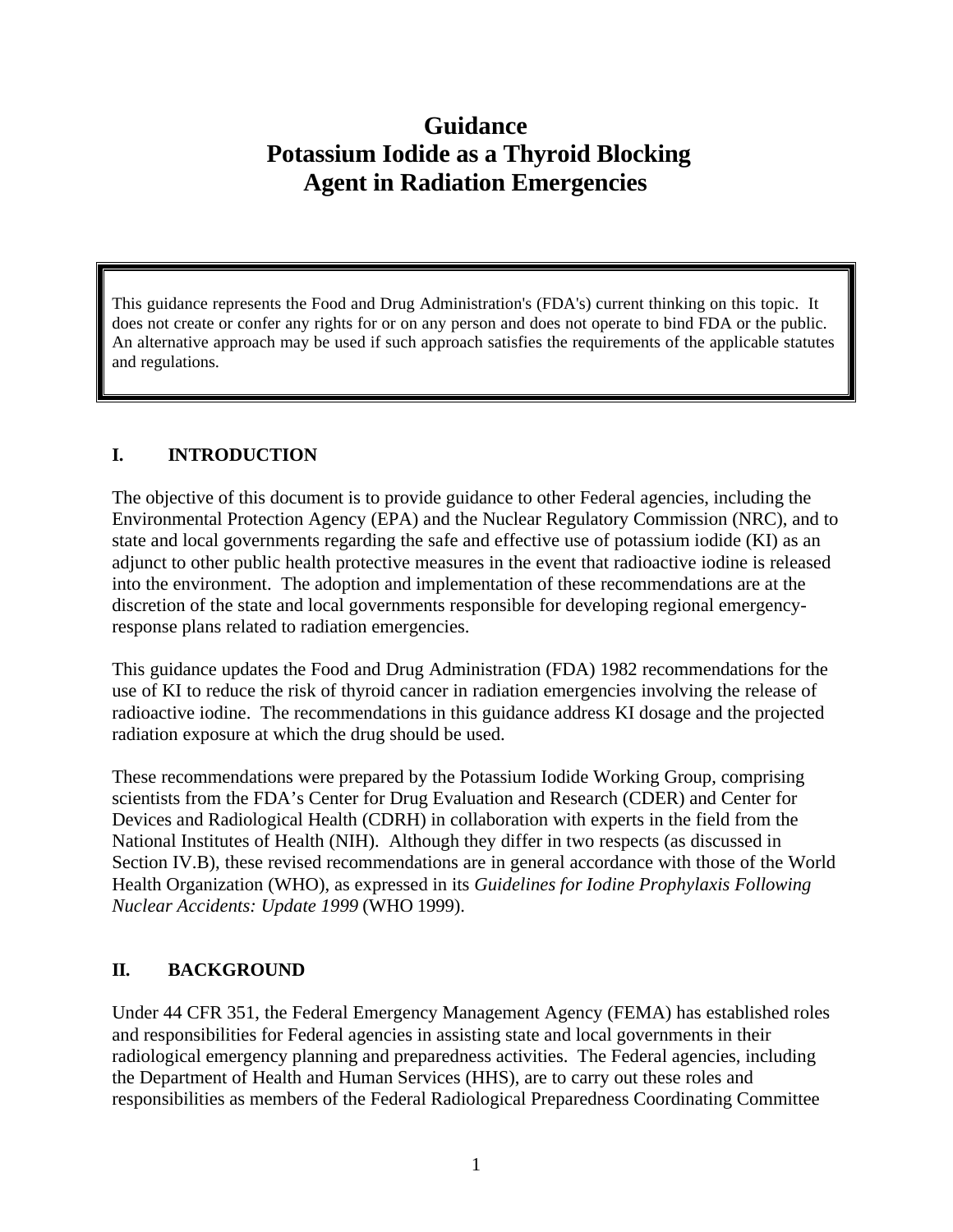# Guidance
# Potassium Iodide as a Thyroid Blocking Agent in Radiation Emergencies

> This guidance represents the Food and Drug Administration's (FDA's) current thinking on this topic. It does not create or confer any rights for or on any person and does not operate to bind FDA or the public. An alternative approach may be used if such approach satisfies the requirements of the applicable statutes and regulations.

## I. INTRODUCTION

The objective of this document is to provide guidance to other Federal agencies, including the Environmental Protection Agency (EPA) and the Nuclear Regulatory Commission (NRC), and to state and local governments regarding the safe and effective use of potassium iodide (KI) as an adjunct to other public health protective measures in the event that radioactive iodine is released into the environment. The adoption and implementation of these recommendations are at the discretion of the state and local governments responsible for developing regional emergency-response plans related to radiation emergencies.

This guidance updates the Food and Drug Administration (FDA) 1982 recommendations for the use of KI to reduce the risk of thyroid cancer in radiation emergencies involving the release of radioactive iodine. The recommendations in this guidance address KI dosage and the projected radiation exposure at which the drug should be used.

These recommendations were prepared by the Potassium Iodide Working Group, comprising scientists from the FDA's Center for Drug Evaluation and Research (CDER) and Center for Devices and Radiological Health (CDRH) in collaboration with experts in the field from the National Institutes of Health (NIH). Although they differ in two respects (as discussed in Section IV.B), these revised recommendations are in general accordance with those of the World Health Organization (WHO), as expressed in its *Guidelines for Iodine Prophylaxis Following Nuclear Accidents: Update 1999* (WHO 1999).

## II. BACKGROUND

Under 44 CFR 351, the Federal Emergency Management Agency (FEMA) has established roles and responsibilities for Federal agencies in assisting state and local governments in their radiological emergency planning and preparedness activities. The Federal agencies, including the Department of Health and Human Services (HHS), are to carry out these roles and responsibilities as members of the Federal Radiological Preparedness Coordinating Committee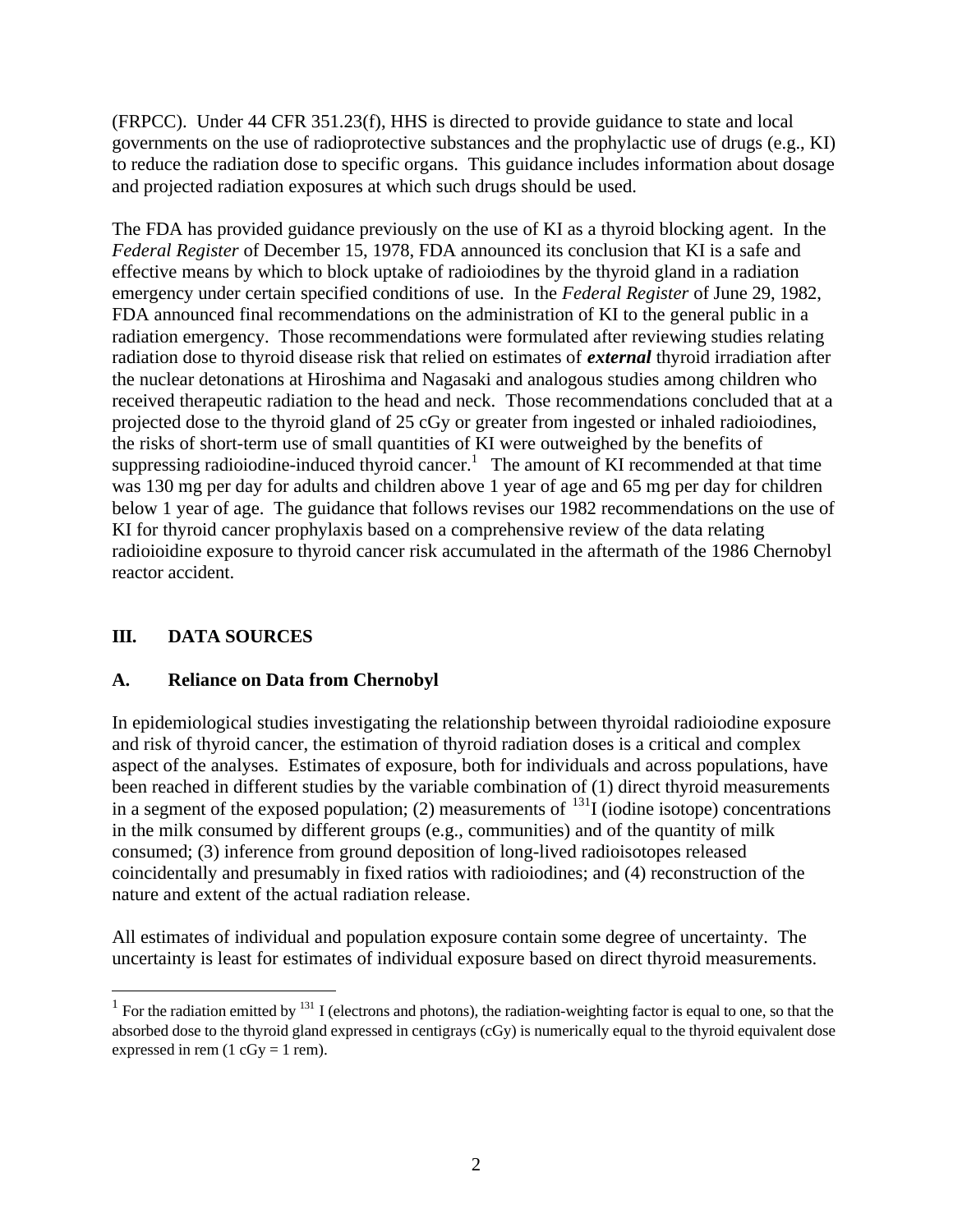(FRPCC). Under 44 CFR 351.23(f), HHS is directed to provide guidance to state and local governments on the use of radioprotective substances and the prophylactic use of drugs (e.g., KI) to reduce the radiation dose to specific organs. This guidance includes information about dosage and projected radiation exposures at which such drugs should be used.

The FDA has provided guidance previously on the use of KI as a thyroid blocking agent. In the *Federal Register* of December 15, 1978, FDA announced its conclusion that KI is a safe and effective means by which to block uptake of radioiodines by the thyroid gland in a radiation emergency under certain specified conditions of use. In the *Federal Register* of June 29, 1982, FDA announced final recommendations on the administration of KI to the general public in a radiation emergency. Those recommendations were formulated after reviewing studies relating radiation dose to thyroid disease risk that relied on estimates of ***external*** thyroid irradiation after the nuclear detonations at Hiroshima and Nagasaki and analogous studies among children who received therapeutic radiation to the head and neck. Those recommendations concluded that at a projected dose to the thyroid gland of 25 cGy or greater from ingested or inhaled radioiodines, the risks of short-term use of small quantities of KI were outweighed by the benefits of suppressing radioiodine-induced thyroid cancer.[1] The amount of KI recommended at that time was 130 mg per day for adults and children above 1 year of age and 65 mg per day for children below 1 year of age. The guidance that follows revises our 1982 recommendations on the use of KI for thyroid cancer prophylaxis based on a comprehensive review of the data relating radioioidine exposure to thyroid cancer risk accumulated in the aftermath of the 1986 Chernobyl reactor accident.

## III. DATA SOURCES

### A. Reliance on Data from Chernobyl

In epidemiological studies investigating the relationship between thyroidal radioiodine exposure and risk of thyroid cancer, the estimation of thyroid radiation doses is a critical and complex aspect of the analyses. Estimates of exposure, both for individuals and across populations, have been reached in different studies by the variable combination of (1) direct thyroid measurements in a segment of the exposed population; (2) measurements of $^{131}$I (iodine isotope) concentrations in the milk consumed by different groups (e.g., communities) and of the quantity of milk consumed; (3) inference from ground deposition of long-lived radioisotopes released coincidentally and presumably in fixed ratios with radioiodines; and (4) reconstruction of the nature and extent of the actual radiation release.

All estimates of individual and population exposure contain some degree of uncertainty. The uncertainty is least for estimates of individual exposure based on direct thyroid measurements.

[1] For the radiation emitted by $^{131}$I (electrons and photons), the radiation-weighting factor is equal to one, so that the absorbed dose to the thyroid gland expressed in centigrays (cGy) is numerically equal to the thyroid equivalent dose expressed in rem (1 cGy = 1 rem).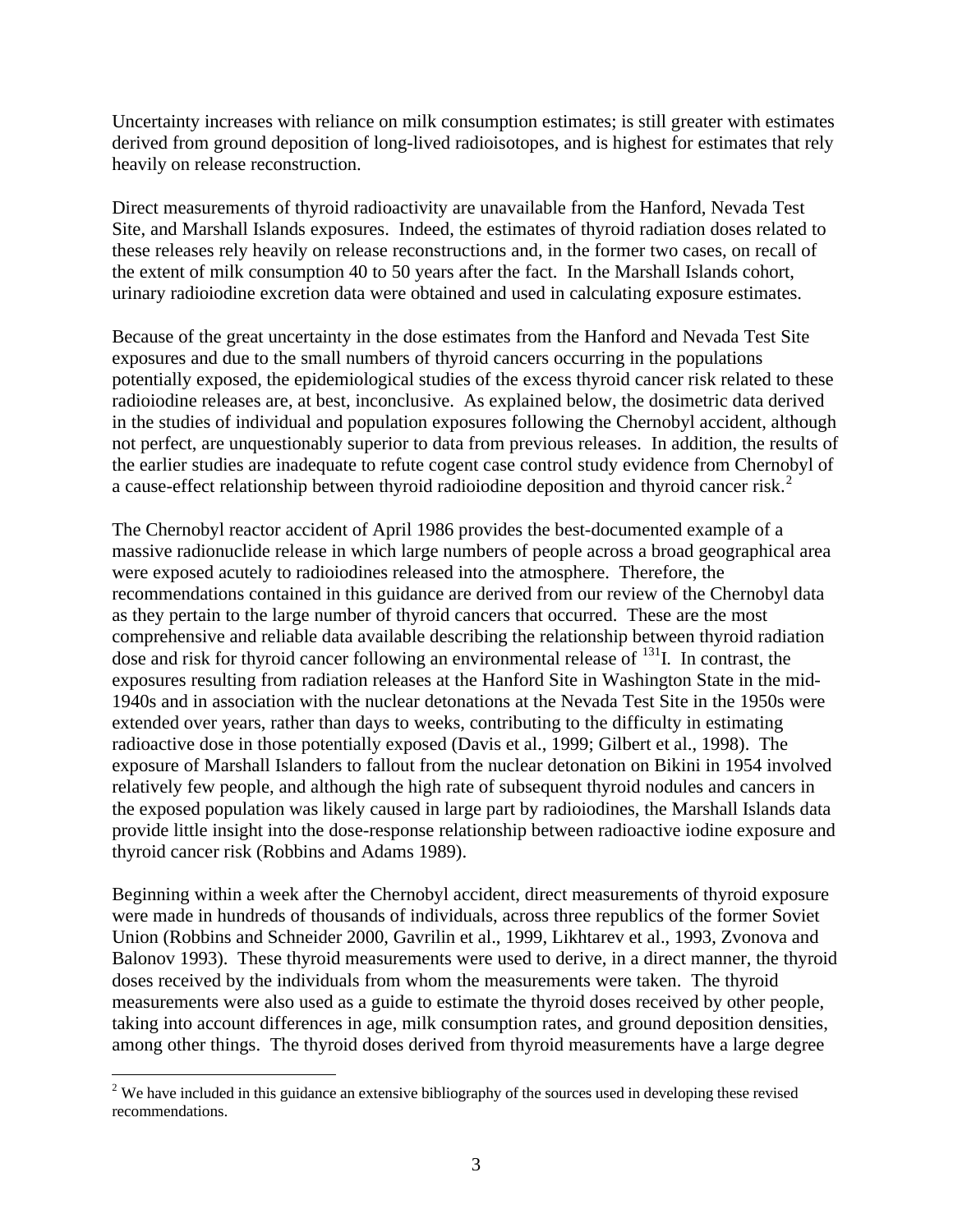Uncertainty increases with reliance on milk consumption estimates; is still greater with estimates derived from ground deposition of long-lived radioisotopes, and is highest for estimates that rely heavily on release reconstruction.

Direct measurements of thyroid radioactivity are unavailable from the Hanford, Nevada Test Site, and Marshall Islands exposures. Indeed, the estimates of thyroid radiation doses related to these releases rely heavily on release reconstructions and, in the former two cases, on recall of the extent of milk consumption 40 to 50 years after the fact. In the Marshall Islands cohort, urinary radioiodine excretion data were obtained and used in calculating exposure estimates.

Because of the great uncertainty in the dose estimates from the Hanford and Nevada Test Site exposures and due to the small numbers of thyroid cancers occurring in the populations potentially exposed, the epidemiological studies of the excess thyroid cancer risk related to these radioiodine releases are, at best, inconclusive. As explained below, the dosimetric data derived in the studies of individual and population exposures following the Chernobyl accident, although not perfect, are unquestionably superior to data from previous releases. In addition, the results of the earlier studies are inadequate to refute cogent case control study evidence from Chernobyl of a cause-effect relationship between thyroid radioiodine deposition and thyroid cancer risk.[2]

The Chernobyl reactor accident of April 1986 provides the best-documented example of a massive radionuclide release in which large numbers of people across a broad geographical area were exposed acutely to radioiodines released into the atmosphere. Therefore, the recommendations contained in this guidance are derived from our review of the Chernobyl data as they pertain to the large number of thyroid cancers that occurred. These are the most comprehensive and reliable data available describing the relationship between thyroid radiation dose and risk for thyroid cancer following an environmental release of $^{131}$I. In contrast, the exposures resulting from radiation releases at the Hanford Site in Washington State in the mid-1940s and in association with the nuclear detonations at the Nevada Test Site in the 1950s were extended over years, rather than days to weeks, contributing to the difficulty in estimating radioactive dose in those potentially exposed (Davis et al., 1999; Gilbert et al., 1998). The exposure of Marshall Islanders to fallout from the nuclear detonation on Bikini in 1954 involved relatively few people, and although the high rate of subsequent thyroid nodules and cancers in the exposed population was likely caused in large part by radioiodines, the Marshall Islands data provide little insight into the dose-response relationship between radioactive iodine exposure and thyroid cancer risk (Robbins and Adams 1989).

Beginning within a week after the Chernobyl accident, direct measurements of thyroid exposure were made in hundreds of thousands of individuals, across three republics of the former Soviet Union (Robbins and Schneider 2000, Gavrilin et al., 1999, Likhtarev et al., 1993, Zvonova and Balonov 1993). These thyroid measurements were used to derive, in a direct manner, the thyroid doses received by the individuals from whom the measurements were taken. The thyroid measurements were also used as a guide to estimate the thyroid doses received by other people, taking into account differences in age, milk consumption rates, and ground deposition densities, among other things. The thyroid doses derived from thyroid measurements have a large degree

[2] We have included in this guidance an extensive bibliography of the sources used in developing these revised recommendations.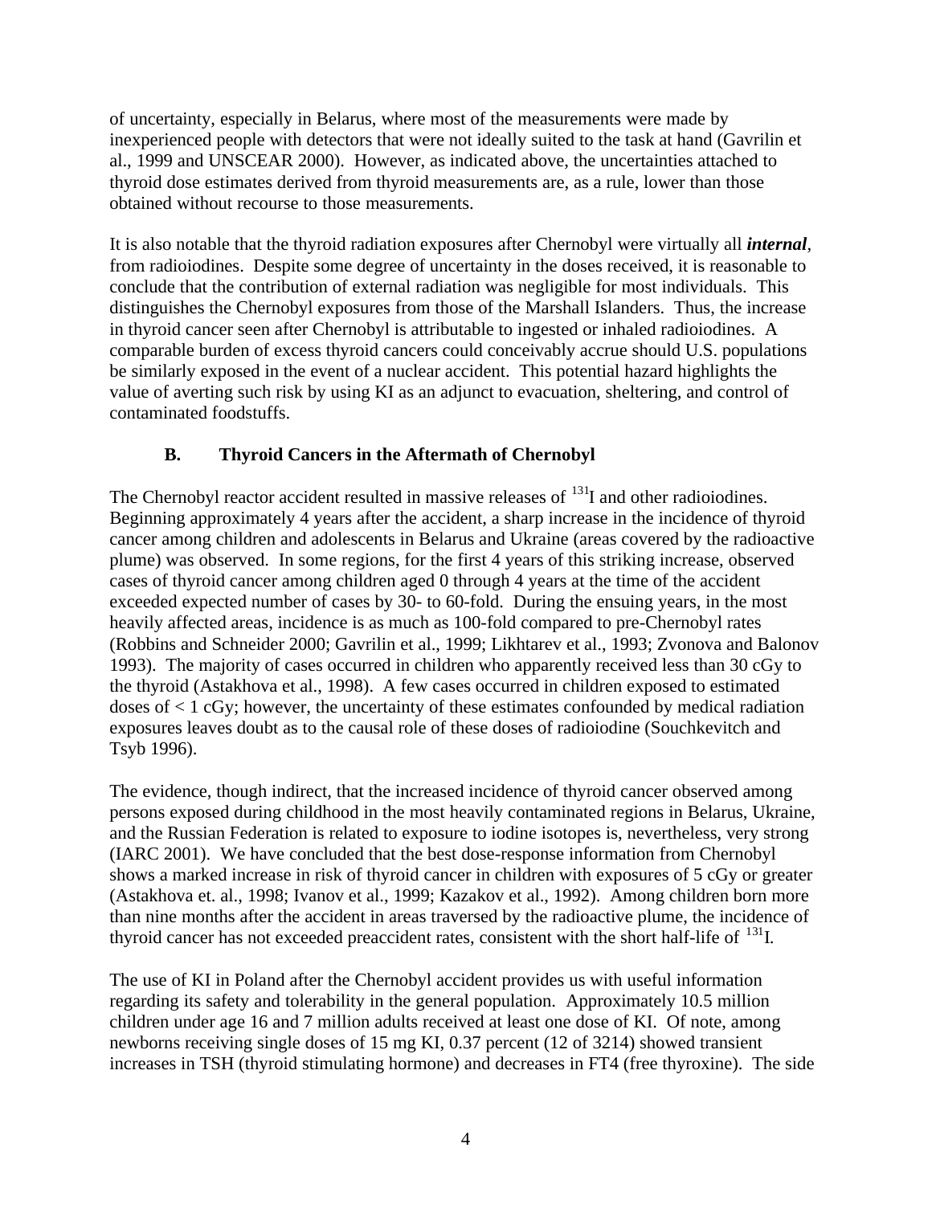of uncertainty, especially in Belarus, where most of the measurements were made by inexperienced people with detectors that were not ideally suited to the task at hand (Gavrilin et al., 1999 and UNSCEAR 2000). However, as indicated above, the uncertainties attached to thyroid dose estimates derived from thyroid measurements are, as a rule, lower than those obtained without recourse to those measurements.

It is also notable that the thyroid radiation exposures after Chernobyl were virtually all ***internal***, from radioiodines. Despite some degree of uncertainty in the doses received, it is reasonable to conclude that the contribution of external radiation was negligible for most individuals. This distinguishes the Chernobyl exposures from those of the Marshall Islanders. Thus, the increase in thyroid cancer seen after Chernobyl is attributable to ingested or inhaled radioiodines. A comparable burden of excess thyroid cancers could conceivably accrue should U.S. populations be similarly exposed in the event of a nuclear accident. This potential hazard highlights the value of averting such risk by using KI as an adjunct to evacuation, sheltering, and control of contaminated foodstuffs.

### B. Thyroid Cancers in the Aftermath of Chernobyl

The Chernobyl reactor accident resulted in massive releases of $^{131}$I and other radioiodines. Beginning approximately 4 years after the accident, a sharp increase in the incidence of thyroid cancer among children and adolescents in Belarus and Ukraine (areas covered by the radioactive plume) was observed. In some regions, for the first 4 years of this striking increase, observed cases of thyroid cancer among children aged 0 through 4 years at the time of the accident exceeded expected number of cases by 30- to 60-fold. During the ensuing years, in the most heavily affected areas, incidence is as much as 100-fold compared to pre-Chernobyl rates (Robbins and Schneider 2000; Gavrilin et al., 1999; Likhtarev et al., 1993; Zvonova and Balonov 1993). The majority of cases occurred in children who apparently received less than 30 cGy to the thyroid (Astakhova et al., 1998). A few cases occurred in children exposed to estimated doses of < 1 cGy; however, the uncertainty of these estimates confounded by medical radiation exposures leaves doubt as to the causal role of these doses of radioiodine (Souchkevitch and Tsyb 1996).

The evidence, though indirect, that the increased incidence of thyroid cancer observed among persons exposed during childhood in the most heavily contaminated regions in Belarus, Ukraine, and the Russian Federation is related to exposure to iodine isotopes is, nevertheless, very strong (IARC 2001). We have concluded that the best dose-response information from Chernobyl shows a marked increase in risk of thyroid cancer in children with exposures of 5 cGy or greater (Astakhova et. al., 1998; Ivanov et al., 1999; Kazakov et al., 1992). Among children born more than nine months after the accident in areas traversed by the radioactive plume, the incidence of thyroid cancer has not exceeded preaccident rates, consistent with the short half-life of $^{131}$I.

The use of KI in Poland after the Chernobyl accident provides us with useful information regarding its safety and tolerability in the general population. Approximately 10.5 million children under age 16 and 7 million adults received at least one dose of KI. Of note, among newborns receiving single doses of 15 mg KI, 0.37 percent (12 of 3214) showed transient increases in TSH (thyroid stimulating hormone) and decreases in FT4 (free thyroxine). The side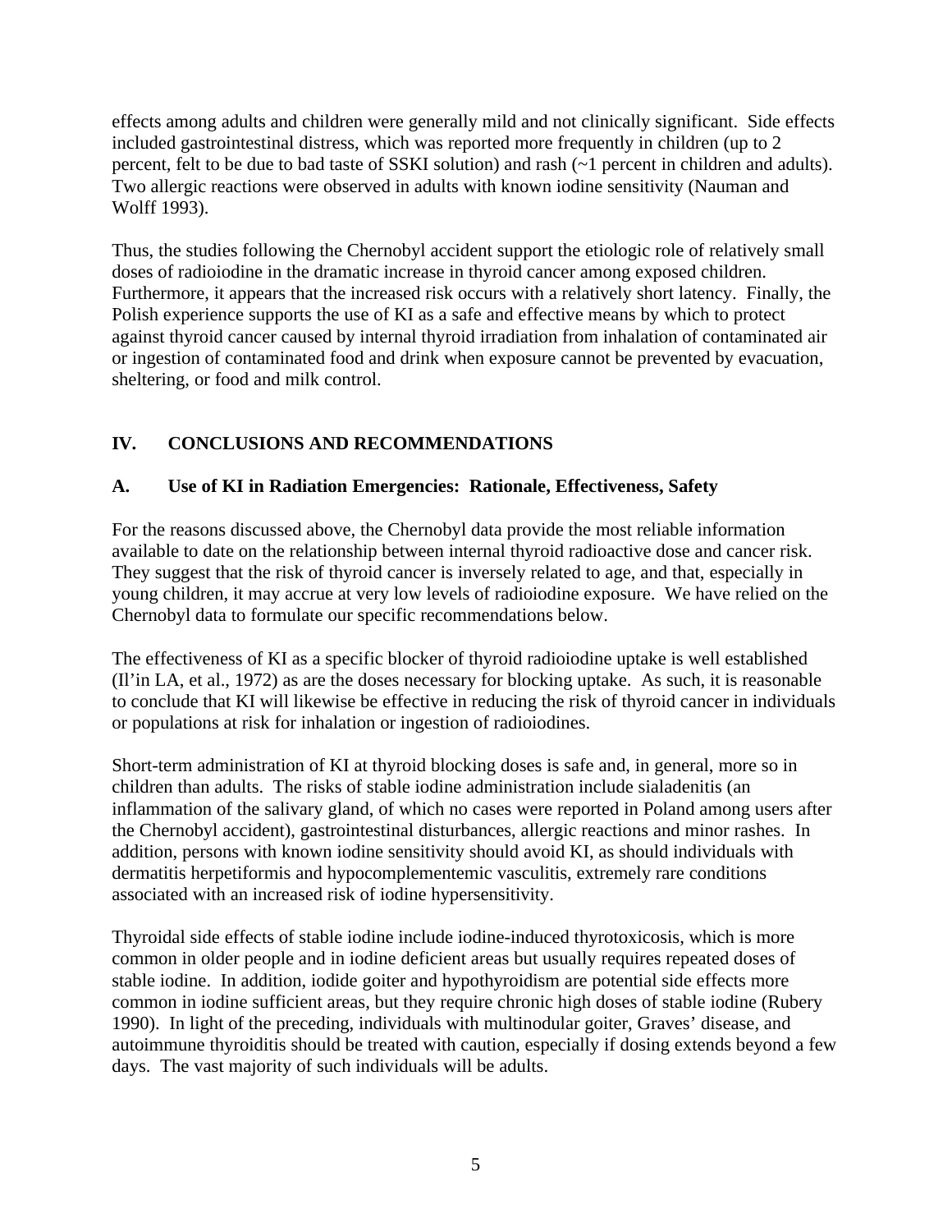effects among adults and children were generally mild and not clinically significant. Side effects included gastrointestinal distress, which was reported more frequently in children (up to 2 percent, felt to be due to bad taste of SSKI solution) and rash (~1 percent in children and adults). Two allergic reactions were observed in adults with known iodine sensitivity (Nauman and Wolff 1993).

Thus, the studies following the Chernobyl accident support the etiologic role of relatively small doses of radioiodine in the dramatic increase in thyroid cancer among exposed children. Furthermore, it appears that the increased risk occurs with a relatively short latency. Finally, the Polish experience supports the use of KI as a safe and effective means by which to protect against thyroid cancer caused by internal thyroid irradiation from inhalation of contaminated air or ingestion of contaminated food and drink when exposure cannot be prevented by evacuation, sheltering, or food and milk control.

## IV. CONCLUSIONS AND RECOMMENDATIONS

### A. Use of KI in Radiation Emergencies: Rationale, Effectiveness, Safety

For the reasons discussed above, the Chernobyl data provide the most reliable information available to date on the relationship between internal thyroid radioactive dose and cancer risk. They suggest that the risk of thyroid cancer is inversely related to age, and that, especially in young children, it may accrue at very low levels of radioiodine exposure. We have relied on the Chernobyl data to formulate our specific recommendations below.

The effectiveness of KI as a specific blocker of thyroid radioiodine uptake is well established (Il'in LA, et al., 1972) as are the doses necessary for blocking uptake. As such, it is reasonable to conclude that KI will likewise be effective in reducing the risk of thyroid cancer in individuals or populations at risk for inhalation or ingestion of radioiodines.

Short-term administration of KI at thyroid blocking doses is safe and, in general, more so in children than adults. The risks of stable iodine administration include sialadenitis (an inflammation of the salivary gland, of which no cases were reported in Poland among users after the Chernobyl accident), gastrointestinal disturbances, allergic reactions and minor rashes. In addition, persons with known iodine sensitivity should avoid KI, as should individuals with dermatitis herpetiformis and hypocomplementemic vasculitis, extremely rare conditions associated with an increased risk of iodine hypersensitivity.

Thyroidal side effects of stable iodine include iodine-induced thyrotoxicosis, which is more common in older people and in iodine deficient areas but usually requires repeated doses of stable iodine. In addition, iodide goiter and hypothyroidism are potential side effects more common in iodine sufficient areas, but they require chronic high doses of stable iodine (Rubery 1990). In light of the preceding, individuals with multinodular goiter, Graves' disease, and autoimmune thyroiditis should be treated with caution, especially if dosing extends beyond a few days. The vast majority of such individuals will be adults.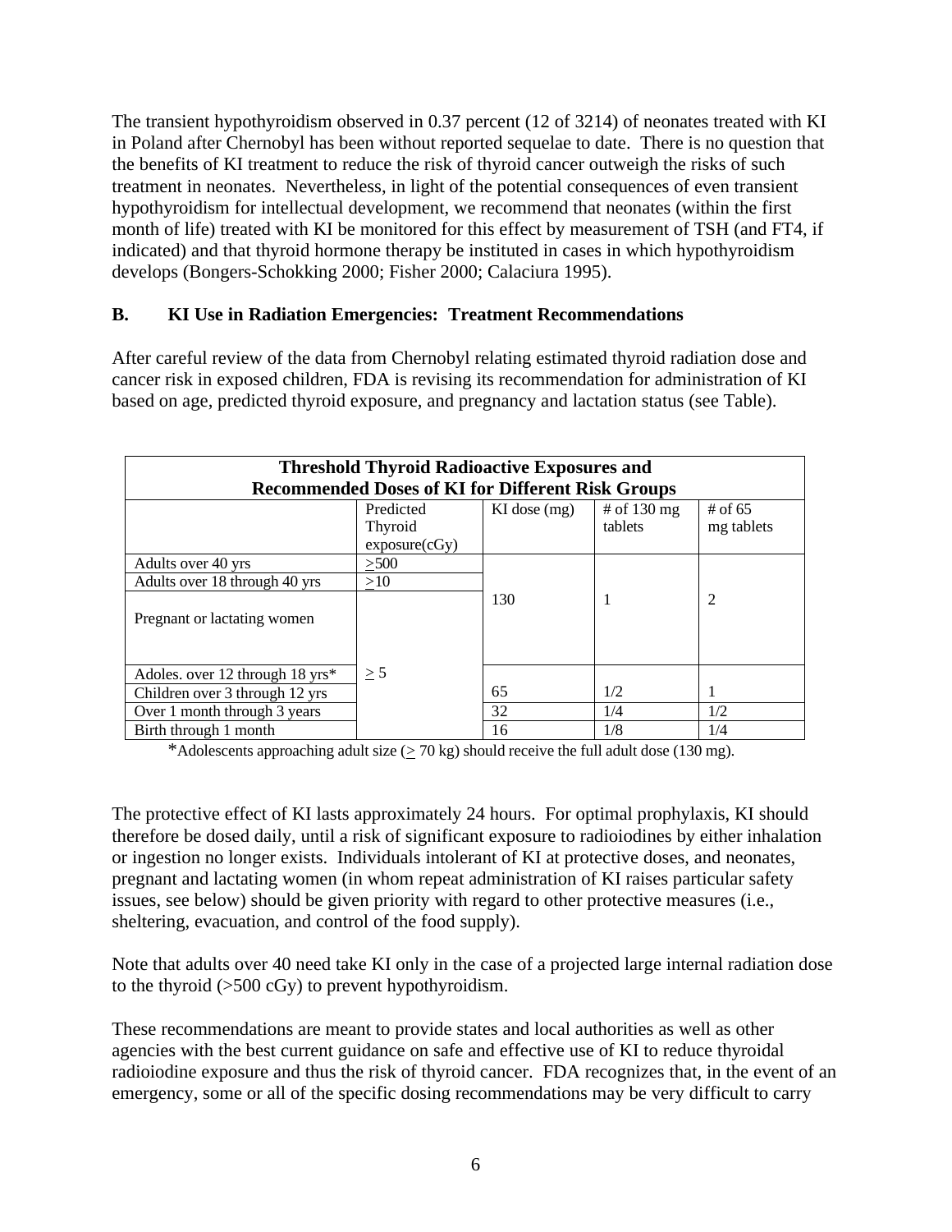The transient hypothyroidism observed in 0.37 percent (12 of 3214) of neonates treated with KI in Poland after Chernobyl has been without reported sequelae to date. There is no question that the benefits of KI treatment to reduce the risk of thyroid cancer outweigh the risks of such treatment in neonates. Nevertheless, in light of the potential consequences of even transient hypothyroidism for intellectual development, we recommend that neonates (within the first month of life) treated with KI be monitored for this effect by measurement of TSH (and FT4, if indicated) and that thyroid hormone therapy be instituted in cases in which hypothyroidism develops (Bongers-Schokking 2000; Fisher 2000; Calaciura 1995).

### B. KI Use in Radiation Emergencies: Treatment Recommendations

After careful review of the data from Chernobyl relating estimated thyroid radiation dose and cancer risk in exposed children, FDA is revising its recommendation for administration of KI based on age, predicted thyroid exposure, and pregnancy and lactation status (see Table).

**Threshold Thyroid Radioactive Exposures and Recommended Doses of KI for Different Risk Groups**

| | Predicted Thyroid exposure(cGy) | KI dose (mg) | # of 130 mg tablets | # of 65 mg tablets |
|---|---|---|---|---|
| Adults over 40 yrs | ≥500 | 130 | 1 | 2 |
| Adults over 18 through 40 yrs | ≥10 | | | |
| Pregnant or lactating women | ≥ 5 | | | |
| Adoles. over 12 through 18 yrs* | | 65 | 1/2 | 1 |
| Children over 3 through 12 yrs | | | | |
| Over 1 month through 3 years | | 32 | 1/4 | 1/2 |
| Birth through 1 month | | 16 | 1/8 | 1/4 |

*Adolescents approaching adult size (≥ 70 kg) should receive the full adult dose (130 mg).

The protective effect of KI lasts approximately 24 hours. For optimal prophylaxis, KI should therefore be dosed daily, until a risk of significant exposure to radioiodines by either inhalation or ingestion no longer exists. Individuals intolerant of KI at protective doses, and neonates, pregnant and lactating women (in whom repeat administration of KI raises particular safety issues, see below) should be given priority with regard to other protective measures (i.e., sheltering, evacuation, and control of the food supply).

Note that adults over 40 need take KI only in the case of a projected large internal radiation dose to the thyroid (>500 cGy) to prevent hypothyroidism.

These recommendations are meant to provide states and local authorities as well as other agencies with the best current guidance on safe and effective use of KI to reduce thyroidal radioiodine exposure and thus the risk of thyroid cancer. FDA recognizes that, in the event of an emergency, some or all of the specific dosing recommendations may be very difficult to carry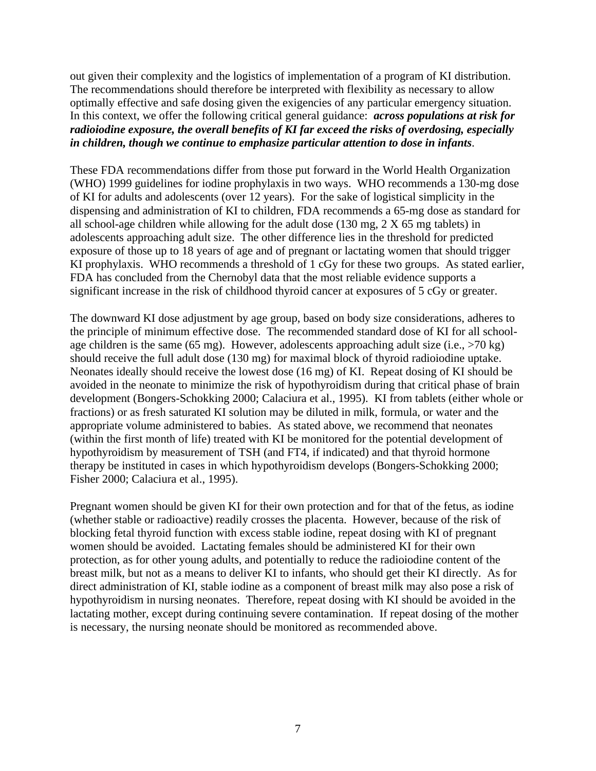out given their complexity and the logistics of implementation of a program of KI distribution. The recommendations should therefore be interpreted with flexibility as necessary to allow optimally effective and safe dosing given the exigencies of any particular emergency situation. In this context, we offer the following critical general guidance: ***across populations at risk for radioiodine exposure, the overall benefits of KI far exceed the risks of overdosing, especially in children, though we continue to emphasize particular attention to dose in infants***.

These FDA recommendations differ from those put forward in the World Health Organization (WHO) 1999 guidelines for iodine prophylaxis in two ways. WHO recommends a 130-mg dose of KI for adults and adolescents (over 12 years). For the sake of logistical simplicity in the dispensing and administration of KI to children, FDA recommends a 65-mg dose as standard for all school-age children while allowing for the adult dose (130 mg, 2 X 65 mg tablets) in adolescents approaching adult size. The other difference lies in the threshold for predicted exposure of those up to 18 years of age and of pregnant or lactating women that should trigger KI prophylaxis. WHO recommends a threshold of 1 cGy for these two groups. As stated earlier, FDA has concluded from the Chernobyl data that the most reliable evidence supports a significant increase in the risk of childhood thyroid cancer at exposures of 5 cGy or greater.

The downward KI dose adjustment by age group, based on body size considerations, adheres to the principle of minimum effective dose. The recommended standard dose of KI for all school-age children is the same (65 mg). However, adolescents approaching adult size (i.e., >70 kg) should receive the full adult dose (130 mg) for maximal block of thyroid radioiodine uptake. Neonates ideally should receive the lowest dose (16 mg) of KI. Repeat dosing of KI should be avoided in the neonate to minimize the risk of hypothyroidism during that critical phase of brain development (Bongers-Schokking 2000; Calaciura et al., 1995). KI from tablets (either whole or fractions) or as fresh saturated KI solution may be diluted in milk, formula, or water and the appropriate volume administered to babies. As stated above, we recommend that neonates (within the first month of life) treated with KI be monitored for the potential development of hypothyroidism by measurement of TSH (and FT4, if indicated) and that thyroid hormone therapy be instituted in cases in which hypothyroidism develops (Bongers-Schokking 2000; Fisher 2000; Calaciura et al., 1995).

Pregnant women should be given KI for their own protection and for that of the fetus, as iodine (whether stable or radioactive) readily crosses the placenta. However, because of the risk of blocking fetal thyroid function with excess stable iodine, repeat dosing with KI of pregnant women should be avoided. Lactating females should be administered KI for their own protection, as for other young adults, and potentially to reduce the radioiodine content of the breast milk, but not as a means to deliver KI to infants, who should get their KI directly. As for direct administration of KI, stable iodine as a component of breast milk may also pose a risk of hypothyroidism in nursing neonates. Therefore, repeat dosing with KI should be avoided in the lactating mother, except during continuing severe contamination. If repeat dosing of the mother is necessary, the nursing neonate should be monitored as recommended above.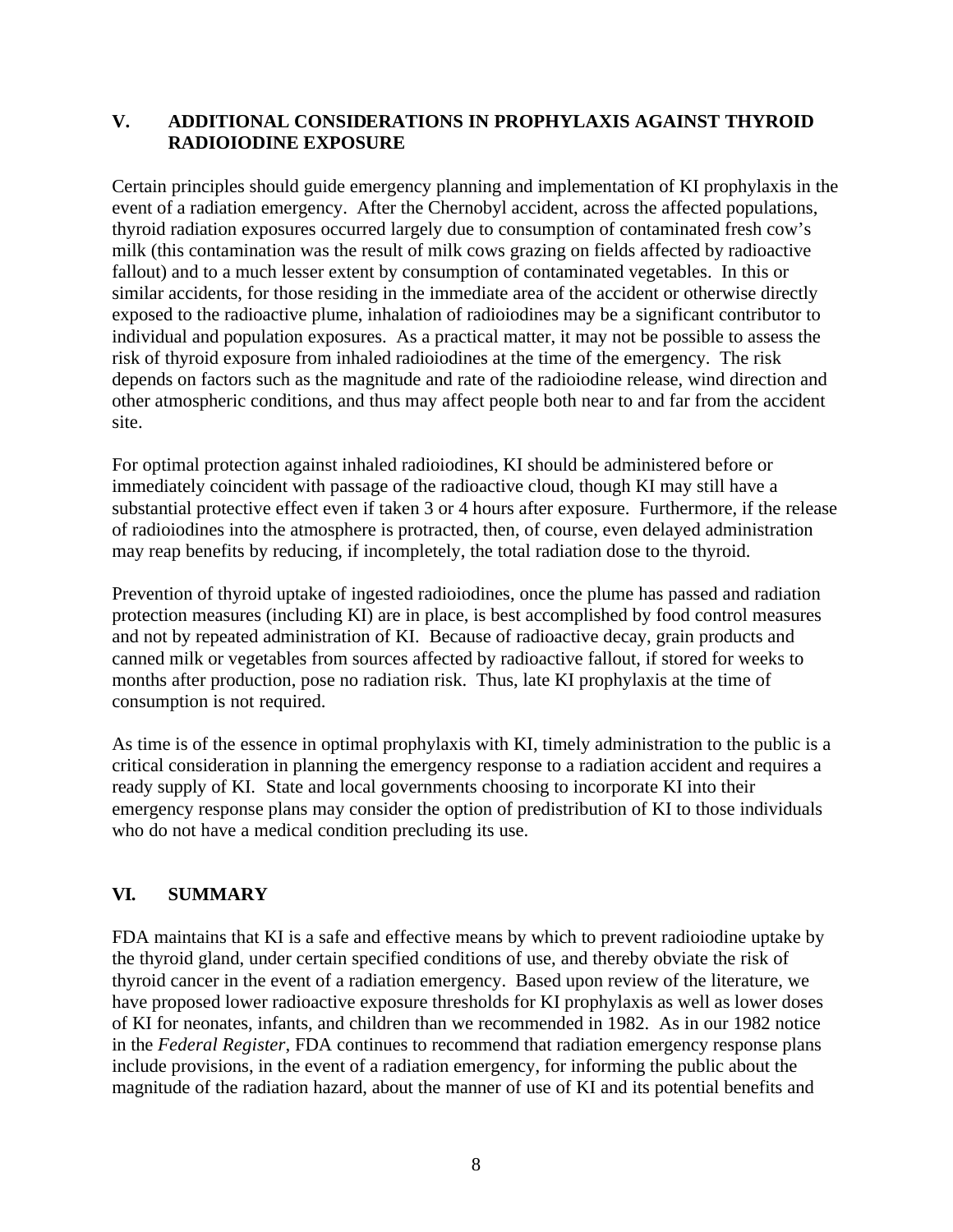## V. ADDITIONAL CONSIDERATIONS IN PROPHYLAXIS AGAINST THYROID RADIOIODINE EXPOSURE

Certain principles should guide emergency planning and implementation of KI prophylaxis in the event of a radiation emergency. After the Chernobyl accident, across the affected populations, thyroid radiation exposures occurred largely due to consumption of contaminated fresh cow's milk (this contamination was the result of milk cows grazing on fields affected by radioactive fallout) and to a much lesser extent by consumption of contaminated vegetables. In this or similar accidents, for those residing in the immediate area of the accident or otherwise directly exposed to the radioactive plume, inhalation of radioiodines may be a significant contributor to individual and population exposures. As a practical matter, it may not be possible to assess the risk of thyroid exposure from inhaled radioiodines at the time of the emergency. The risk depends on factors such as the magnitude and rate of the radioiodine release, wind direction and other atmospheric conditions, and thus may affect people both near to and far from the accident site.

For optimal protection against inhaled radioiodines, KI should be administered before or immediately coincident with passage of the radioactive cloud, though KI may still have a substantial protective effect even if taken 3 or 4 hours after exposure. Furthermore, if the release of radioiodines into the atmosphere is protracted, then, of course, even delayed administration may reap benefits by reducing, if incompletely, the total radiation dose to the thyroid.

Prevention of thyroid uptake of ingested radioiodines, once the plume has passed and radiation protection measures (including KI) are in place, is best accomplished by food control measures and not by repeated administration of KI. Because of radioactive decay, grain products and canned milk or vegetables from sources affected by radioactive fallout, if stored for weeks to months after production, pose no radiation risk. Thus, late KI prophylaxis at the time of consumption is not required.

As time is of the essence in optimal prophylaxis with KI, timely administration to the public is a critical consideration in planning the emergency response to a radiation accident and requires a ready supply of KI. State and local governments choosing to incorporate KI into their emergency response plans may consider the option of predistribution of KI to those individuals who do not have a medical condition precluding its use.

## VI. SUMMARY

FDA maintains that KI is a safe and effective means by which to prevent radioiodine uptake by the thyroid gland, under certain specified conditions of use, and thereby obviate the risk of thyroid cancer in the event of a radiation emergency. Based upon review of the literature, we have proposed lower radioactive exposure thresholds for KI prophylaxis as well as lower doses of KI for neonates, infants, and children than we recommended in 1982. As in our 1982 notice in the *Federal Register*, FDA continues to recommend that radiation emergency response plans include provisions, in the event of a radiation emergency, for informing the public about the magnitude of the radiation hazard, about the manner of use of KI and its potential benefits and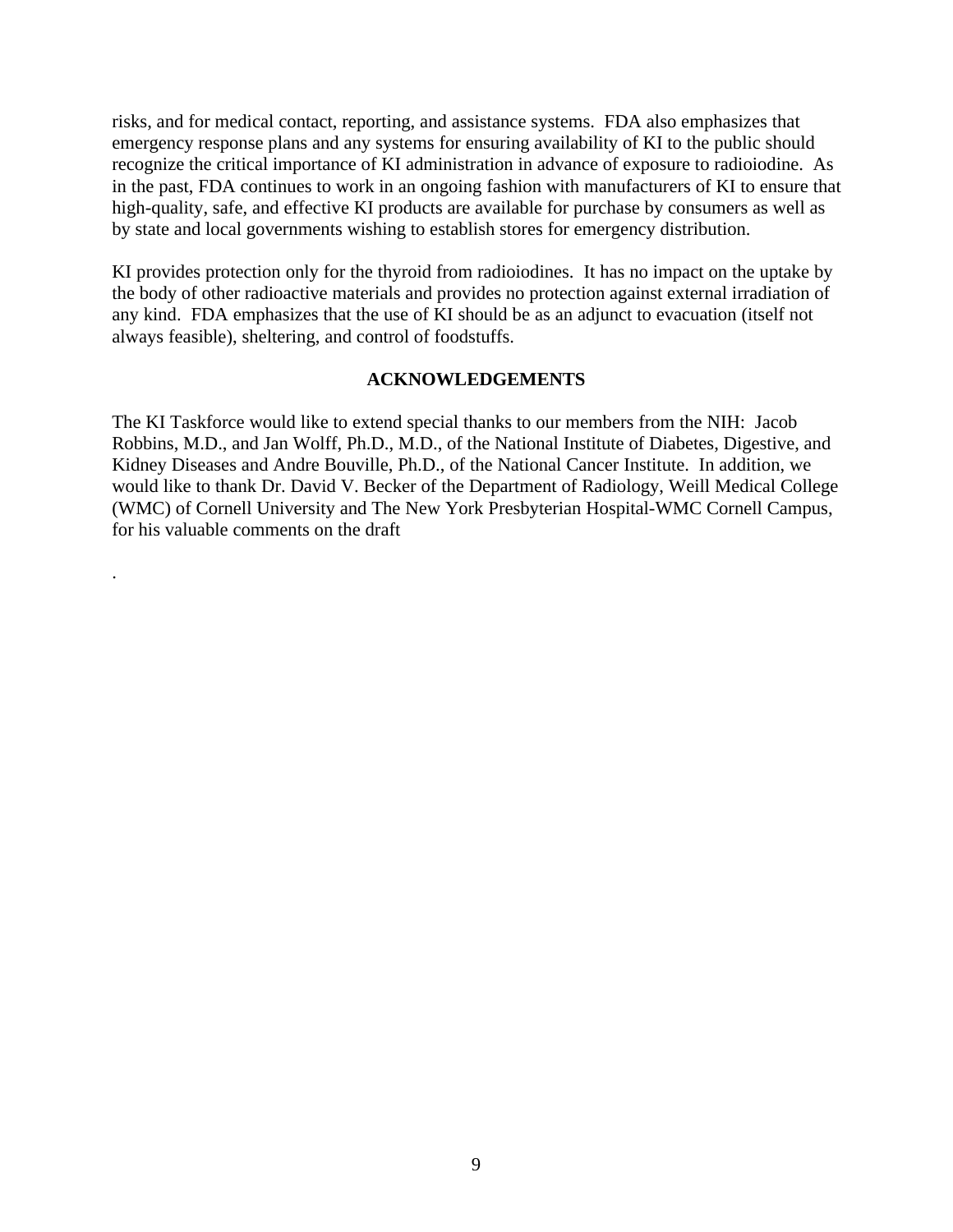risks, and for medical contact, reporting, and assistance systems. FDA also emphasizes that emergency response plans and any systems for ensuring availability of KI to the public should recognize the critical importance of KI administration in advance of exposure to radioiodine. As in the past, FDA continues to work in an ongoing fashion with manufacturers of KI to ensure that high-quality, safe, and effective KI products are available for purchase by consumers as well as by state and local governments wishing to establish stores for emergency distribution.

KI provides protection only for the thyroid from radioiodines. It has no impact on the uptake by the body of other radioactive materials and provides no protection against external irradiation of any kind. FDA emphasizes that the use of KI should be as an adjunct to evacuation (itself not always feasible), sheltering, and control of foodstuffs.

## ACKNOWLEDGEMENTS

The KI Taskforce would like to extend special thanks to our members from the NIH: Jacob Robbins, M.D., and Jan Wolff, Ph.D., M.D., of the National Institute of Diabetes, Digestive, and Kidney Diseases and Andre Bouville, Ph.D., of the National Cancer Institute. In addition, we would like to thank Dr. David V. Becker of the Department of Radiology, Weill Medical College (WMC) of Cornell University and The New York Presbyterian Hospital-WMC Cornell Campus, for his valuable comments on the draft

.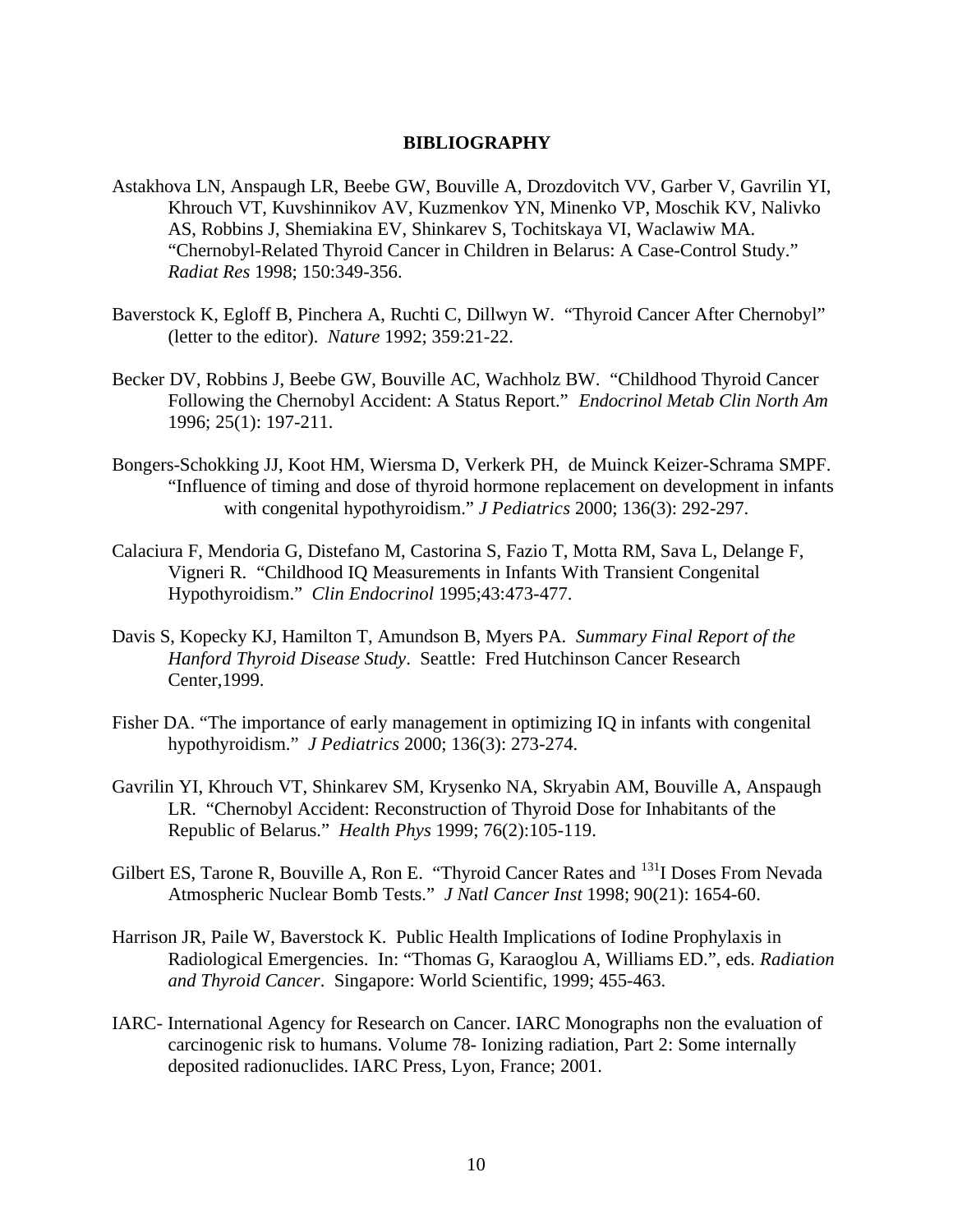# BIBLIOGRAPHY

Astakhova LN, Anspaugh LR, Beebe GW, Bouville A, Drozdovitch VV, Garber V, Gavrilin YI, Khrouch VT, Kuvshinnikov AV, Kuzmenkov YN, Minenko VP, Moschik KV, Nalivko AS, Robbins J, Shemiakina EV, Shinkarev S, Tochitskaya VI, Waclawiw MA. "Chernobyl-Related Thyroid Cancer in Children in Belarus: A Case-Control Study." *Radiat Res* 1998; 150:349-356.

Baverstock K, Egloff B, Pinchera A, Ruchti C, Dillwyn W. "Thyroid Cancer After Chernobyl" (letter to the editor). *Nature* 1992; 359:21-22.

Becker DV, Robbins J, Beebe GW, Bouville AC, Wachholz BW. "Childhood Thyroid Cancer Following the Chernobyl Accident: A Status Report." *Endocrinol Metab Clin North Am* 1996; 25(1): 197-211.

Bongers-Schokking JJ, Koot HM, Wiersma D, Verkerk PH, de Muinck Keizer-Schrama SMPF. "Influence of timing and dose of thyroid hormone replacement on development in infants with congenital hypothyroidism." *J Pediatrics* 2000; 136(3): 292-297.

Calaciura F, Mendoria G, Distefano M, Castorina S, Fazio T, Motta RM, Sava L, Delange F, Vigneri R. "Childhood IQ Measurements in Infants With Transient Congenital Hypothyroidism." *Clin Endocrinol* 1995;43:473-477.

Davis S, Kopecky KJ, Hamilton T, Amundson B, Myers PA. *Summary Final Report of the Hanford Thyroid Disease Study*. Seattle: Fred Hutchinson Cancer Research Center,1999.

Fisher DA. "The importance of early management in optimizing IQ in infants with congenital hypothyroidism." *J Pediatrics* 2000; 136(3): 273-274.

Gavrilin YI, Khrouch VT, Shinkarev SM, Krysenko NA, Skryabin AM, Bouville A, Anspaugh LR. "Chernobyl Accident: Reconstruction of Thyroid Dose for Inhabitants of the Republic of Belarus." *Health Phys* 1999; 76(2):105-119.

Gilbert ES, Tarone R, Bouville A, Ron E. "Thyroid Cancer Rates and $^{131}$I Doses From Nevada Atmospheric Nuclear Bomb Tests." *J Natl Cancer Inst* 1998; 90(21): 1654-60.

Harrison JR, Paile W, Baverstock K. Public Health Implications of Iodine Prophylaxis in Radiological Emergencies. In: "Thomas G, Karaoglou A, Williams ED.", eds. *Radiation and Thyroid Cancer*. Singapore: World Scientific, 1999; 455-463.

IARC- International Agency for Research on Cancer. IARC Monographs non the evaluation of carcinogenic risk to humans. Volume 78- Ionizing radiation, Part 2: Some internally deposited radionuclides. IARC Press, Lyon, France; 2001.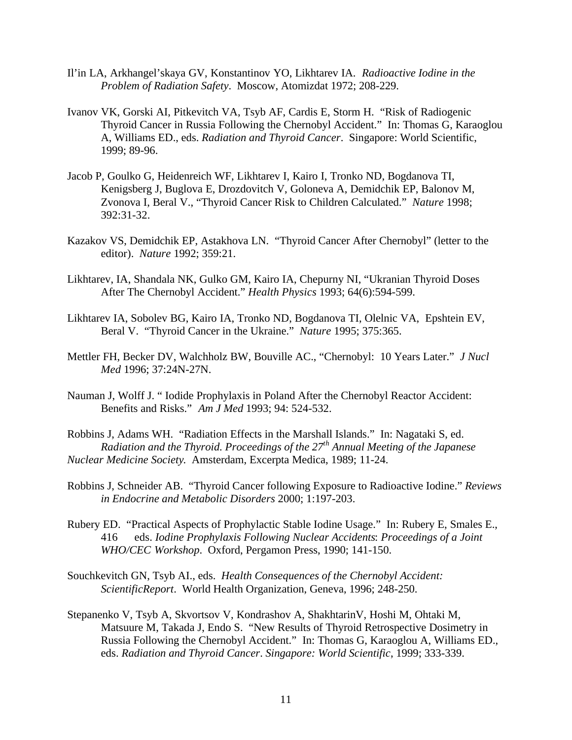Il'in LA, Arkhangel'skaya GV, Konstantinov YO, Likhtarev IA. *Radioactive Iodine in the Problem of Radiation Safety*. Moscow, Atomizdat 1972; 208-229.

Ivanov VK, Gorski AI, Pitkevitch VA, Tsyb AF, Cardis E, Storm H. "Risk of Radiogenic Thyroid Cancer in Russia Following the Chernobyl Accident." In: Thomas G, Karaoglou A, Williams ED., eds. *Radiation and Thyroid Cancer*. Singapore: World Scientific, 1999; 89-96.

Jacob P, Goulko G, Heidenreich WF, Likhtarev I, Kairo I, Tronko ND, Bogdanova TI, Kenigsberg J, Buglova E, Drozdovitch V, Goloneva A, Demidchik EP, Balonov M, Zvonova I, Beral V., "Thyroid Cancer Risk to Children Calculated." *Nature* 1998; 392:31-32.

Kazakov VS, Demidchik EP, Astakhova LN. "Thyroid Cancer After Chernobyl" (letter to the editor). *Nature* 1992; 359:21.

Likhtarev, IA, Shandala NK, Gulko GM, Kairo IA, Chepurny NI, "Ukranian Thyroid Doses After The Chernobyl Accident." *Health Physics* 1993; 64(6):594-599.

Likhtarev IA, Sobolev BG, Kairo IA, Tronko ND, Bogdanova TI, Olelnic VA, Epshtein EV, Beral V. "Thyroid Cancer in the Ukraine." *Nature* 1995; 375:365.

Mettler FH, Becker DV, Walchholz BW, Bouville AC., "Chernobyl: 10 Years Later." *J Nucl Med* 1996; 37:24N-27N.

Nauman J, Wolff J. " Iodide Prophylaxis in Poland After the Chernobyl Reactor Accident: Benefits and Risks." *Am J Med* 1993; 94: 524-532.

Robbins J, Adams WH. "Radiation Effects in the Marshall Islands." In: Nagataki S, ed. *Radiation and the Thyroid. Proceedings of the 27th Annual Meeting of the Japanese Nuclear Medicine Society.* Amsterdam, Excerpta Medica, 1989; 11-24.

Robbins J, Schneider AB. "Thyroid Cancer following Exposure to Radioactive Iodine." *Reviews in Endocrine and Metabolic Disorders* 2000; 1:197-203.

Rubery ED. "Practical Aspects of Prophylactic Stable Iodine Usage." In: Rubery E, Smales E., 416 eds. *Iodine Prophylaxis Following Nuclear Accidents*: *Proceedings of a Joint WHO/CEC Workshop*. Oxford, Pergamon Press, 1990; 141-150.

Souchkevitch GN, Tsyb AI., eds. *Health Consequences of the Chernobyl Accident: ScientificReport*. World Health Organization, Geneva, 1996; 248-250.

Stepanenko V, Tsyb A, Skvortsov V, Kondrashov A, ShakhtarinV, Hoshi M, Ohtaki M, Matsuure M, Takada J, Endo S. "New Results of Thyroid Retrospective Dosimetry in Russia Following the Chernobyl Accident." In: Thomas G, Karaoglou A, Williams ED., eds. *Radiation and Thyroid Cancer*. *Singapore: World Scientific*, 1999; 333-339.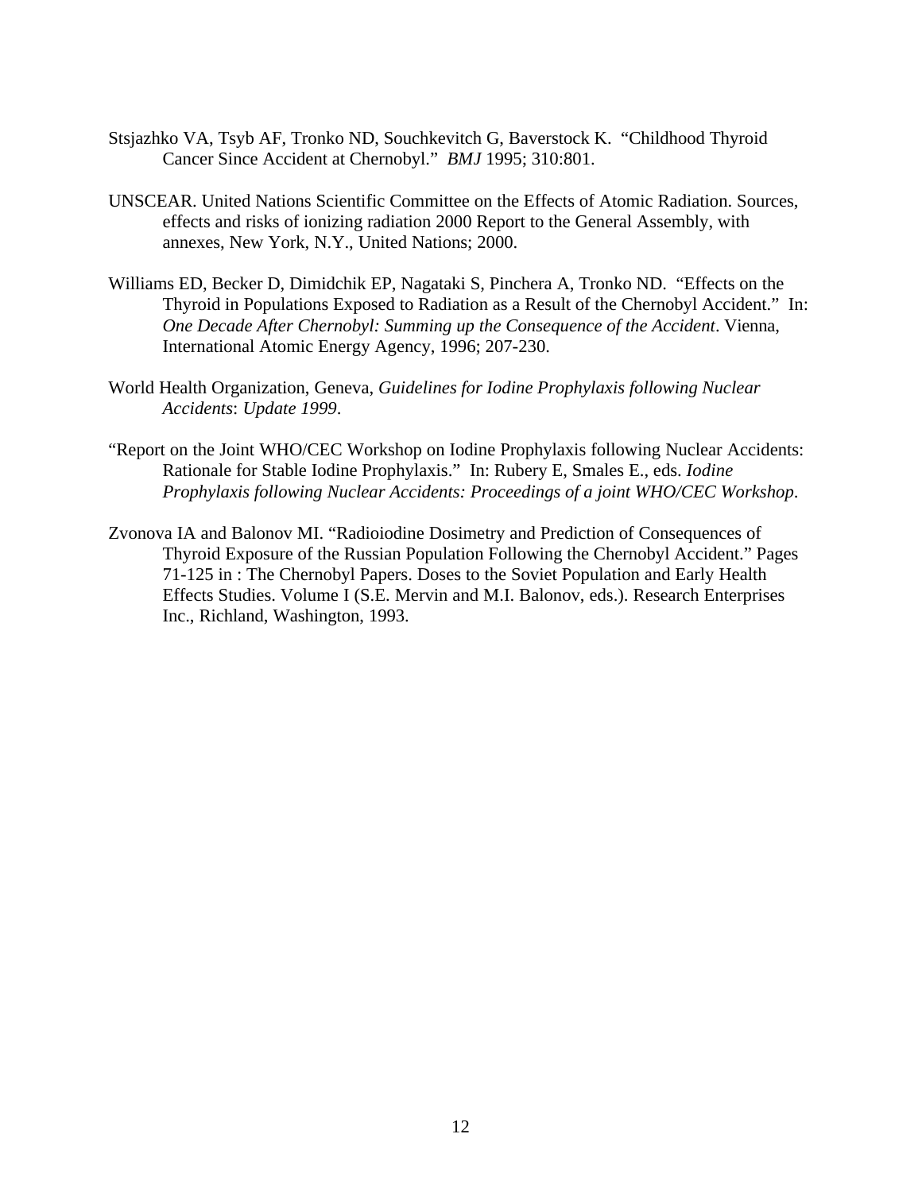Stsjazhko VA, Tsyb AF, Tronko ND, Souchkevitch G, Baverstock K. "Childhood Thyroid Cancer Since Accident at Chernobyl." *BMJ* 1995; 310:801.

UNSCEAR. United Nations Scientific Committee on the Effects of Atomic Radiation. Sources, effects and risks of ionizing radiation 2000 Report to the General Assembly, with annexes, New York, N.Y., United Nations; 2000.

Williams ED, Becker D, Dimidchik EP, Nagataki S, Pinchera A, Tronko ND. "Effects on the Thyroid in Populations Exposed to Radiation as a Result of the Chernobyl Accident." In: *One Decade After Chernobyl: Summing up the Consequence of the Accident*. Vienna, International Atomic Energy Agency, 1996; 207-230.

World Health Organization, Geneva, *Guidelines for Iodine Prophylaxis following Nuclear Accidents*: *Update 1999*.

"Report on the Joint WHO/CEC Workshop on Iodine Prophylaxis following Nuclear Accidents: Rationale for Stable Iodine Prophylaxis." In: Rubery E, Smales E., eds. *Iodine Prophylaxis following Nuclear Accidents: Proceedings of a joint WHO/CEC Workshop*.

Zvonova IA and Balonov MI. "Radioiodine Dosimetry and Prediction of Consequences of Thyroid Exposure of the Russian Population Following the Chernobyl Accident." Pages 71-125 in : The Chernobyl Papers. Doses to the Soviet Population and Early Health Effects Studies. Volume I (S.E. Mervin and M.I. Balonov, eds.). Research Enterprises Inc., Richland, Washington, 1993.